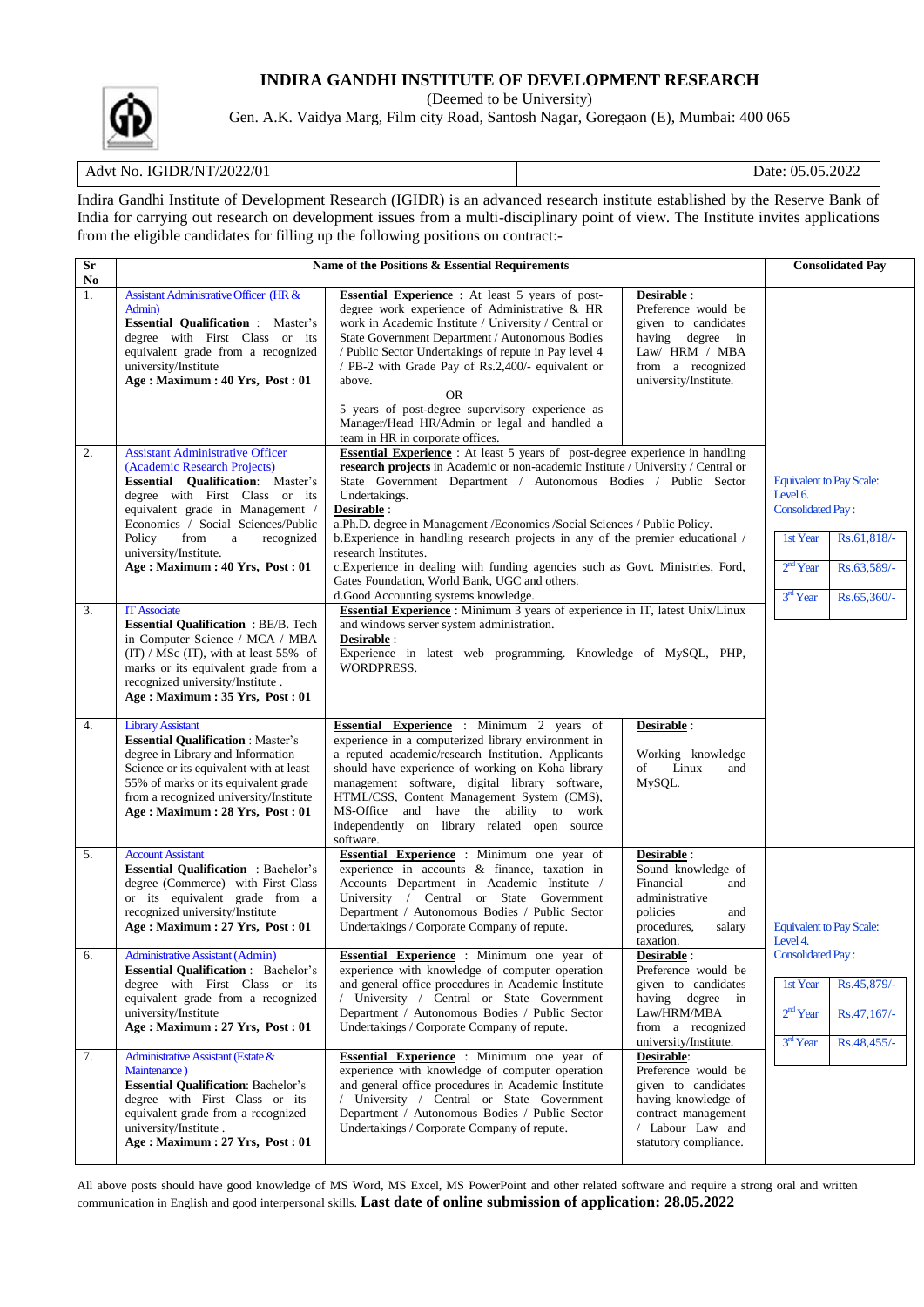# INDIRA GANDHI INSTITUTE OF DEVELOPMENT RESEARCH

(Deemed to be University)

Gen. A.K. Vaidya Marg, Film city Road, Santosh Nagar, Goregaon (E), Mumbai: 400 065

| Advt No. IGIDR/NT/2022/01 | Date: 05.05.2022 |
|---|---|

Indira Gandhi Institute of Development Research (IGIDR) is an advanced research institute established by the Reserve Bank of India for carrying out research on development issues from a multi-disciplinary point of view. The Institute invites applications from the eligible candidates for filling up the following positions on contract:-

| Sr No | Name of the Positions & Essential Requirements | | | Consolidated Pay |
|---|---|---|---|---|
| 1. | Assistant Administrative Officer (HR & Admin)<br>**Essential Qualification** : Master's degree with First Class or its equivalent grade from a recognized university/Institute<br>**Age : Maximum = 40 Yrs, Post : 01** | **Essential Experience** : At least 5 years of post-degree work experience of Administrative & HR work in Academic Institute / University / Central or State Government Department / Autonomous Bodies / Public Sector Undertakings of scope in Pay level 4 / PB-2 with Grade Pay of Rs.2,400/- equivalent or above.<br>OR<br>5 years of post-degree supervisory experience as Manager/Head HR/Admin or legal and handled a team in HR in corporate offices. | **Desirable** :<br>Preference would be given to candidates having degree in Law/ HRM / MBA from a recognized university/Institute. | Equivalent to Pay Scale: Level 6.<br>Consolidated Pay :<br>1st Year: Rs.61,818/-<br>2nd Year: Rs.63,589/-<br>3rd Year: Rs.65,360/- |
| 2. | Assistant Administrative Officer (Academic Research Projects)<br>**Essential Qualification**: Master's degree with First Class or its equivalent grade in Management / Economics / Social Sciences/Public Policy from a recognized university/Institute.<br>**Age : Maximum = 40 Yrs, Post : 01** | **Essential Experience** : At least 5 years of post-degree experience in handling **research projects** in Academic or non-academic Institute / University / Central or State Government Department / Autonomous Bodies / Public Sector Undertakings.<br>**Desirable** :<br>a.Ph.D. degree in Management /Economics /Social Sciences / Public Policy.<br>b.Experience in handling research projects in any of the premier educational / research Institutes.<br>c.Experience in dealing with funding agencies such as Govt. Ministries, Ford, Gates Foundation, World Bank, UGC and others.<br>d.Good Accounting systems knowledge. | | |
| 3. | IT Associate<br>**Essential Qualification** : BE/B. Tech in Computer Science / MCA / MBA (IT) / MSc (IT), with at least 55% of marks or its equivalent grade from a recognized university/Institute .<br>**Age : Maximum = 35 Yrs, Post : 01** | **Essential Experience** : Minimum 3 years of experience in IT, latest Unix/Linux and windows server system administration.<br>**Desirable** :<br>Experience in latest web programming. Knowledge of MySQL, PHP, WORDPRESS. | | |
| 4. | Library Assistant<br>**Essential Qualification** : Master's degree in Library and Information Science or its equivalent with at least 55% of marks or its equivalent grade from a recognized university/Institute<br>**Age : Maximum = 28 Yrs, Post : 01** | **Essential Experience** : Minimum 2 years of experience in a computerized library environment in a reputed academic/research Institution. Applicants should have experience of working on Koha library management software, digital library software, HTML/CSS, Content Management System (CMS), MS-Office and have the ability to work independently on library related open source software. | **Desirable** :<br>Working knowledge of Linux and MySQL. | |
| 5. | Account Assistant<br>**Essential Qualification** : Bachelor's degree (Commerce) with First Class or its equivalent grade from a recognized university/Institute<br>**Age : Maximum = 27 Yrs, Post : 01** | **Essential Experience** : Minimum one year of experience in accounts & finance, taxation in Accounts Department in Academic Institute / University / Central or State Government Department / Autonomous Bodies / Public Sector Undertakings / Corporate Company of repute. | **Desirable** :<br>Sound knowledge of Financial and administrative policies and procedures, salary taxation. | Equivalent to Pay Scale: Level 4.<br>Consolidated Pay :<br>1st Year: Rs.45,879/-<br>2nd Year: Rs.47,167/-<br>3rd Year: Rs.48,455/- |
| 6. | Administrative Assistant (Admin)<br>**Essential Qualification** : Bachelor's degree with First Class or its equivalent grade from a recognized university/Institute<br>**Age : Maximum = 27 Yrs, Post : 01** | **Essential Experience** : Minimum one year of experience with knowledge of computer operation and general office procedures in Academic Institute / University / Central or State Government Department / Autonomous Bodies / Public Sector Undertakings / Corporate Company of repute. | **Desirable** :<br>Preference would be given to candidates having degree in Law/HRM/MBA from a recognized university/Institute. | |
| 7. | Administrative Assistant (Estate & Maintenance )<br>**Essential Qualification**: Bachelor's degree with First Class or its equivalent grade from a recognized university/Institute .<br>**Age : Maximum = 27 Yrs, Post : 01** | **Essential Experience** : Minimum one year of experience with knowledge of computer operation and general office procedures in Academic Institute / University / Central or State Government Department / Autonomous Bodies / Public Sector Undertakings / Corporate Company of repute. | **Desirable**:<br>Preference would be given to candidates having knowledge of contract management / Labour Law and statutory compliance. | |

All above posts should have good knowledge of MS Word, MS Excel, MS PowerPoint and other related software and require a strong oral and written communication in English and good interpersonal skills. **Last date of online submission of application: 28.05.2022**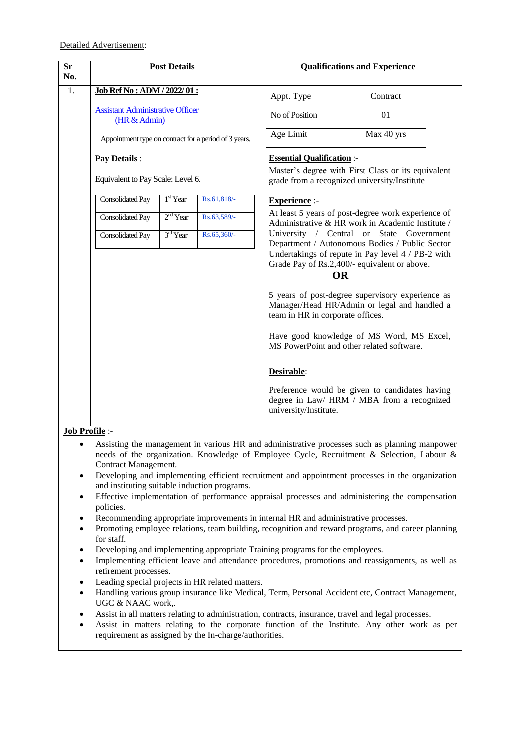Detailed Advertisement:

| Sr No. | Post Details | Qualifications and Experience |
|---|---|---|
| 1. | **Job Ref No : ADM / 2022/ 01 :**<br><br>Assistant Administrative Officer (HR & Admin)<br><br>Appointment type on contract for a period of 3 years.<br><br>**Pay Details** :<br><br>Equivalent to Pay Scale: Level 6.<br><br>Consolidated Pay – 1st Year – Rs.61,818/-<br>Consolidated Pay – 2nd Year – Rs.63,589/-<br>Consolidated Pay – 3rd Year – Rs.65,360/- | Appt. Type: Contract<br>No of Position: 01<br>Age Limit: Max 40 yrs<br><br>**Essential Qualification** :-<br>Master's degree with First Class or its equivalent grade from a recognized university/Institute<br><br>**Experience** :-<br>At least 5 years of post-degree work experience of Administrative & HR work in Academic Institute / University / Central or State Government Department / Autonomous Bodies / Public Sector Undertakings of repute in Pay level 4 / PB-2 with Grade Pay of Rs.2,400/- equivalent or above.<br>**OR**<br>5 years of post-degree supervisory experience as Manager/Head HR/Admin or legal and handled a team in HR in corporate offices.<br><br>Have good knowledge of MS Word, MS Excel, MS PowerPoint and other related software.<br><br>**Desirable**:<br>Preference would be given to candidates having degree in Law/ HRM / MBA from a recognized university/Institute. |

**Job Profile** :-

- Assisting the management in various HR and administrative processes such as planning manpower needs of the organization. Knowledge of Employee Cycle, Recruitment & Selection, Labour & Contract Management.
- Developing and implementing efficient recruitment and appointment processes in the organization and instituting suitable induction programs.
- Effective implementation of performance appraisal processes and administering the compensation policies.
- Recommending appropriate improvements in internal HR and administrative processes.
- Promoting employee relations, team building, recognition and reward programs, and career planning for staff.
- Developing and implementing appropriate Training programs for the employees.
- Implementing efficient leave and attendance procedures, promotions and reassignments, as well as retirement processes.
- Leading special projects in HR related matters.
- Handling various group insurance like Medical, Term, Personal Accident etc, Contract Management, UGC & NAAC work,.
- Assist in all matters relating to administration, contracts, insurance, travel and legal processes.
- Assist in matters relating to the corporate function of the Institute. Any other work as per requirement as assigned by the In-charge/authorities.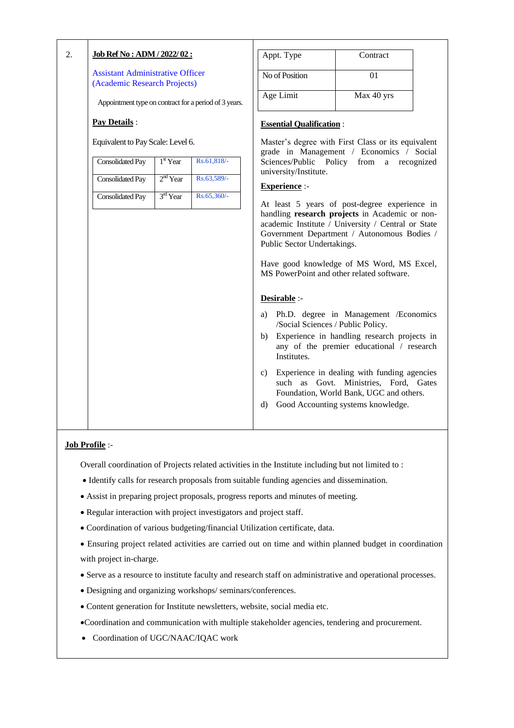2.

**Job Ref No : ADM / 2022/ 02 :**

Assistant Administrative Officer (Academic Research Projects)

Appointment type on contract for a period of 3 years.

**Pay Details** :

Equivalent to Pay Scale: Level 6.

| Consolidated Pay | 1st Year | Rs.61,818/- |
|---|---|---|
| Consolidated Pay | 2nd Year | Rs.63,589/- |
| Consolidated Pay | 3rd Year | Rs.65,360/- |

| Appt. Type | Contract |
|---|---|
| No of Position | 01 |
| Age Limit | Max 40 yrs |

**Essential Qualification** :

Master's degree with First Class or its equivalent grade in Management / Economics / Social Sciences/Public Policy from a recognized university/Institute.

**Experience** :-

At least 5 years of post-degree experience in handling **research projects** in Academic or non-academic Institute / University / Central or State Government Department / Autonomous Bodies / Public Sector Undertakings.

Have good knowledge of MS Word, MS Excel, MS PowerPoint and other related software.

**Desirable** :-

a) Ph.D. degree in Management /Economics /Social Sciences / Public Policy.
b) Experience in handling research projects in any of the premier educational / research Institutes.
c) Experience in dealing with funding agencies such as Govt. Ministries, Ford, Gates Foundation, World Bank, UGC and others.
d) Good Accounting systems knowledge.

**Job Profile** :-

Overall coordination of Projects related activities in the Institute including but not limited to :

- Identify calls for research proposals from suitable funding agencies and dissemination.
- Assist in preparing project proposals, progress reports and minutes of meeting.
- Regular interaction with project investigators and project staff.
- Coordination of various budgeting/financial Utilization certificate, data.
- Ensuring project related activities are carried out on time and within planned budget in coordination with project in-charge.
- Serve as a resource to institute faculty and research staff on administrative and operational processes.
- Designing and organizing workshops/ seminars/conferences.
- Content generation for Institute newsletters, website, social media etc.
- Coordination and communication with multiple stakeholder agencies, tendering and procurement.
- Coordination of UGC/NAAC/IQAC work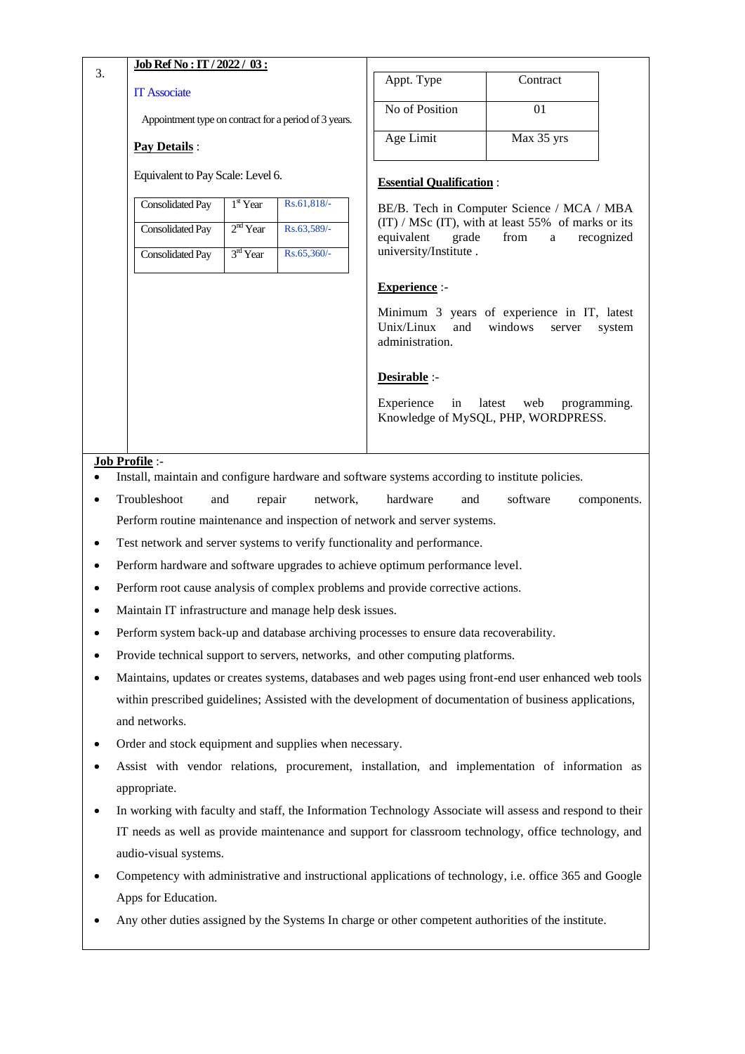3.

**Job Ref No : IT / 2022 / 03 :**

IT Associate

Appointment type on contract for a period of 3 years.

**Pay Details** :

Equivalent to Pay Scale: Level 6.

| Consolidated Pay | 1st Year | Rs.61,818/- |
|---|---|---|
| Consolidated Pay | 2nd Year | Rs.63,589/- |
| Consolidated Pay | 3rd Year | Rs.65,360/- |

| Appt. Type | Contract |
|---|---|
| No of Position | 01 |
| Age Limit | Max 35 yrs |

**Essential Qualification** :

BE/B. Tech in Computer Science / MCA / MBA (IT) / MSc (IT), with at least 55% of marks or its equivalent grade from a recognized university/Institute .

**Experience** :-

Minimum 3 years of experience in IT, latest Unix/Linux and windows server system administration.

**Desirable** :-

Experience in latest web programming. Knowledge of MySQL, PHP, WORDPRESS.

**Job Profile** :-

- Install, maintain and configure hardware and software systems according to institute policies.
- Troubleshoot and repair network, hardware and software components. Perform routine maintenance and inspection of network and server systems.
- Test network and server systems to verify functionality and performance.
- Perform hardware and software upgrades to achieve optimum performance level.
- Perform root cause analysis of complex problems and provide corrective actions.
- Maintain IT infrastructure and manage help desk issues.
- Perform system back-up and database archiving processes to ensure data recoverability.
- Provide technical support to servers, networks, and other computing platforms.
- Maintains, updates or creates systems, databases and web pages using front-end user enhanced web tools within prescribed guidelines; Assisted with the development of documentation of business applications, and networks.
- Order and stock equipment and supplies when necessary.
- Assist with vendor relations, procurement, installation, and implementation of information as appropriate.
- In working with faculty and staff, the Information Technology Associate will assess and respond to their IT needs as well as provide maintenance and support for classroom technology, office technology, and audio-visual systems.
- Competency with administrative and instructional applications of technology, i.e. office 365 and Google Apps for Education.
- Any other duties assigned by the Systems In charge or other competent authorities of the institute.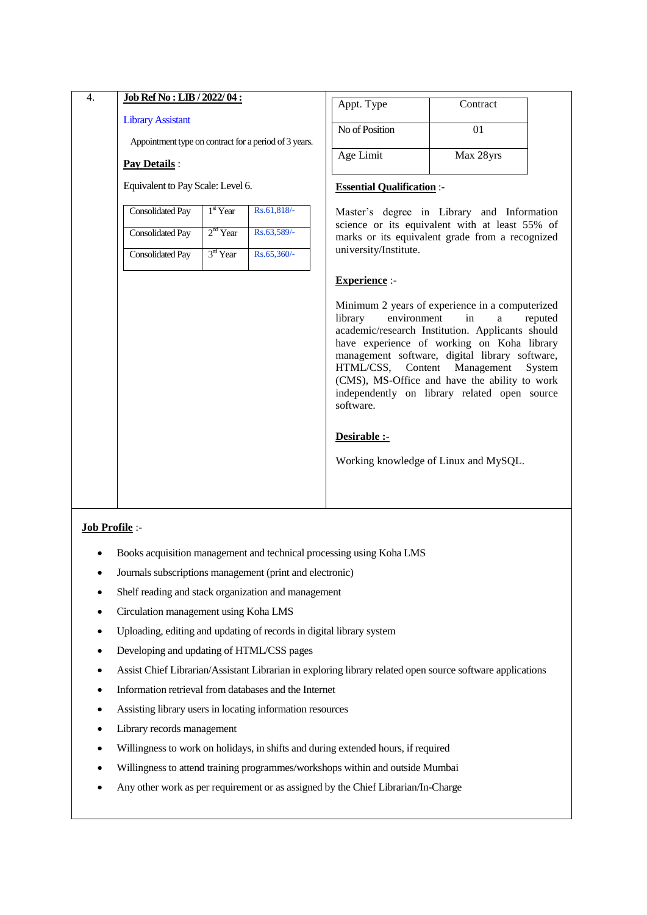4.

**Job Ref No : LIB / 2022/ 04 :**

Library Assistant

Appointment type on contract for a period of 3 years.

**Pay Details** :

Equivalent to Pay Scale: Level 6.

| Consolidated Pay | 1st Year | Rs.61,818/- |
|---|---|---|
| Consolidated Pay | 2nd Year | Rs.63,589/- |
| Consolidated Pay | 3rd Year | Rs.65,360/- |

| Appt. Type | Contract |
|---|---|
| No of Position | 01 |
| Age Limit | Max 28yrs |

**Essential Qualification** :-

Master's degree in Library and Information science or its equivalent with at least 55% of marks or its equivalent grade from a recognized university/Institute.

**Experience** :-

Minimum 2 years of experience in a computerized library environment in a reputed academic/research Institution. Applicants should have experience of working on Koha library management software, digital library software, HTML/CSS, Content Management System (CMS), MS-Office and have the ability to work independently on library related open source software.

**Desirable :-**

Working knowledge of Linux and MySQL.

**Job Profile** :-

- Books acquisition management and technical processing using Koha LMS
- Journals subscriptions management (print and electronic)
- Shelf reading and stack organization and management
- Circulation management using Koha LMS
- Uploading, editing and updating of records in digital library system
- Developing and updating of HTML/CSS pages
- Assist Chief Librarian/Assistant Librarian in exploring library related open source software applications
- Information retrieval from databases and the Internet
- Assisting library users in locating information resources
- Library records management
- Willingness to work on holidays, in shifts and during extended hours, if required
- Willingness to attend training programmes/workshops within and outside Mumbai
- Any other work as per requirement or as assigned by the Chief Librarian/In-Charge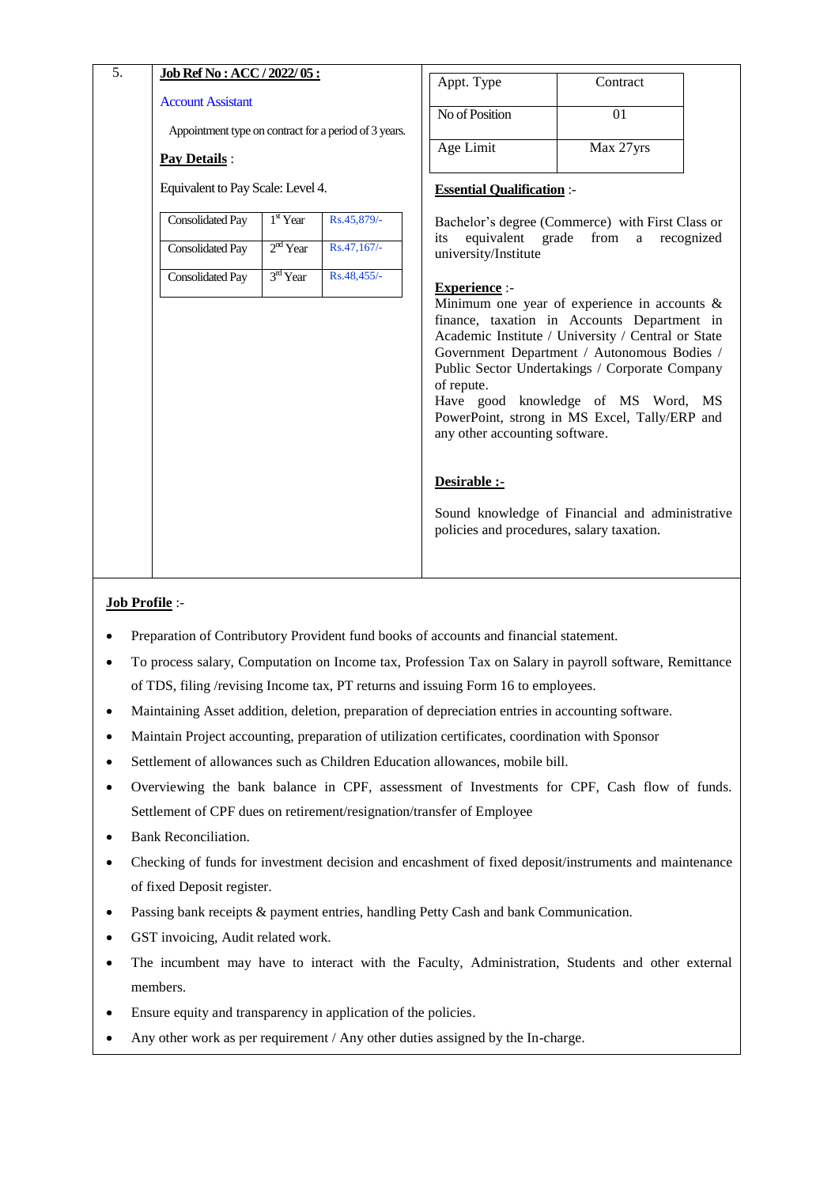5.

**Job Ref No : ACC / 2022/ 05 :**

Account Assistant

Appointment type on contract for a period of 3 years.

**Pay Details** :

Equivalent to Pay Scale: Level 4.

| Consolidated Pay | 1st Year | Rs.45,879/- |
|---|---|---|
| Consolidated Pay | 2nd Year | Rs.47,167/- |
| Consolidated Pay | 3rd Year | Rs.48,455/- |

| Appt. Type | Contract |
|---|---|
| No of Position | 01 |
| Age Limit | Max 27yrs |

**Essential Qualification** :-

Bachelor's degree (Commerce) with First Class or its equivalent grade from a recognized university/Institute

**Experience** :-
Minimum one year of experience in accounts & finance, taxation in Accounts Department in Academic Institute / University / Central or State Government Department / Autonomous Bodies / Public Sector Undertakings / Corporate Company of repute.
Have good knowledge of MS Word, MS PowerPoint, strong in MS Excel, Tally/ERP and any other accounting software.

**Desirable :-**

Sound knowledge of Financial and administrative policies and procedures, salary taxation.

**Job Profile** :-

- Preparation of Contributory Provident fund books of accounts and financial statement.
- To process salary, Computation on Income tax, Profession Tax on Salary in payroll software, Remittance of TDS, filing /revising Income tax, PT returns and issuing Form 16 to employees.
- Maintaining Asset addition, deletion, preparation of depreciation entries in accounting software.
- Maintain Project accounting, preparation of utilization certificates, coordination with Sponsor
- Settlement of allowances such as Children Education allowances, mobile bill.
- Overviewing the bank balance in CPF, assessment of Investments for CPF, Cash flow of funds. Settlement of CPF dues on retirement/resignation/transfer of Employee
- Bank Reconciliation.
- Checking of funds for investment decision and encashment of fixed deposit/instruments and maintenance of fixed Deposit register.
- Passing bank receipts & payment entries, handling Petty Cash and bank Communication.
- GST invoicing, Audit related work.
- The incumbent may have to interact with the Faculty, Administration, Students and other external members.
- Ensure equity and transparency in application of the policies.
- Any other work as per requirement / Any other duties assigned by the In-charge.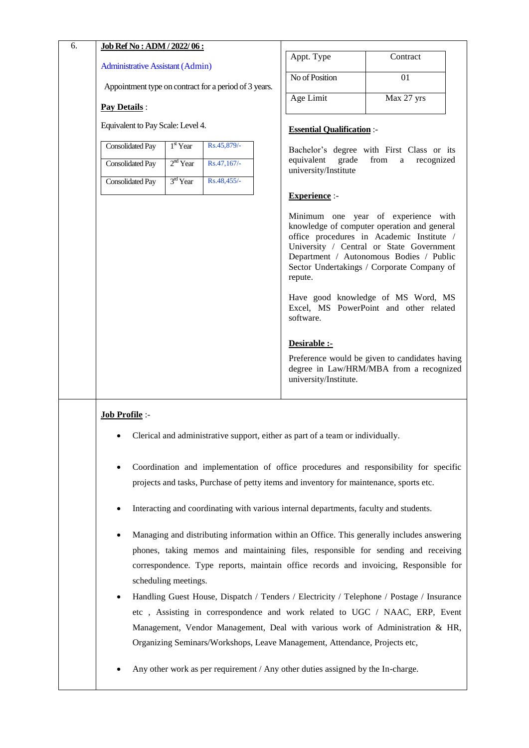6.

**Job Ref No : ADM / 2022/ 06 :**

Administrative Assistant (Admin)

Appointment type on contract for a period of 3 years.

**Pay Details** :

Equivalent to Pay Scale: Level 4.

| Consolidated Pay | 1st Year | Rs.45,879/- |
|---|---|---|
| Consolidated Pay | 2nd Year | Rs.47,167/- |
| Consolidated Pay | 3rd Year | Rs.48,455/- |

| Appt. Type | Contract |
|---|---|
| No of Position | 01 |
| Age Limit | Max 27 yrs |

**Essential Qualification** :-

Bachelor's degree with First Class or its equivalent grade from a recognized university/Institute

**Experience** :-

Minimum one year of experience with knowledge of computer operation and general office procedures in Academic Institute / University / Central or State Government Department / Autonomous Bodies / Public Sector Undertakings / Corporate Company of repute.

Have good knowledge of MS Word, MS Excel, MS PowerPoint and other related software.

**Desirable :-**

Preference would be given to candidates having degree in Law/HRM/MBA from a recognized university/Institute.

**Job Profile** :-

- Clerical and administrative support, either as part of a team or individually.
- Coordination and implementation of office procedures and responsibility for specific projects and tasks, Purchase of petty items and inventory for maintenance, sports etc.
- Interacting and coordinating with various internal departments, faculty and students.
- Managing and distributing information within an Office. This generally includes answering phones, taking memos and maintaining files, responsible for sending and receiving correspondence. Type reports, maintain office records and invoicing, Responsible for scheduling meetings.
- Handling Guest House, Dispatch / Tenders / Electricity / Telephone / Postage / Insurance etc , Assisting in correspondence and work related to UGC / NAAC, ERP, Event Management, Vendor Management, Deal with various work of Administration & HR, Organizing Seminars/Workshops, Leave Management, Attendance, Projects etc,
- Any other work as per requirement / Any other duties assigned by the In-charge.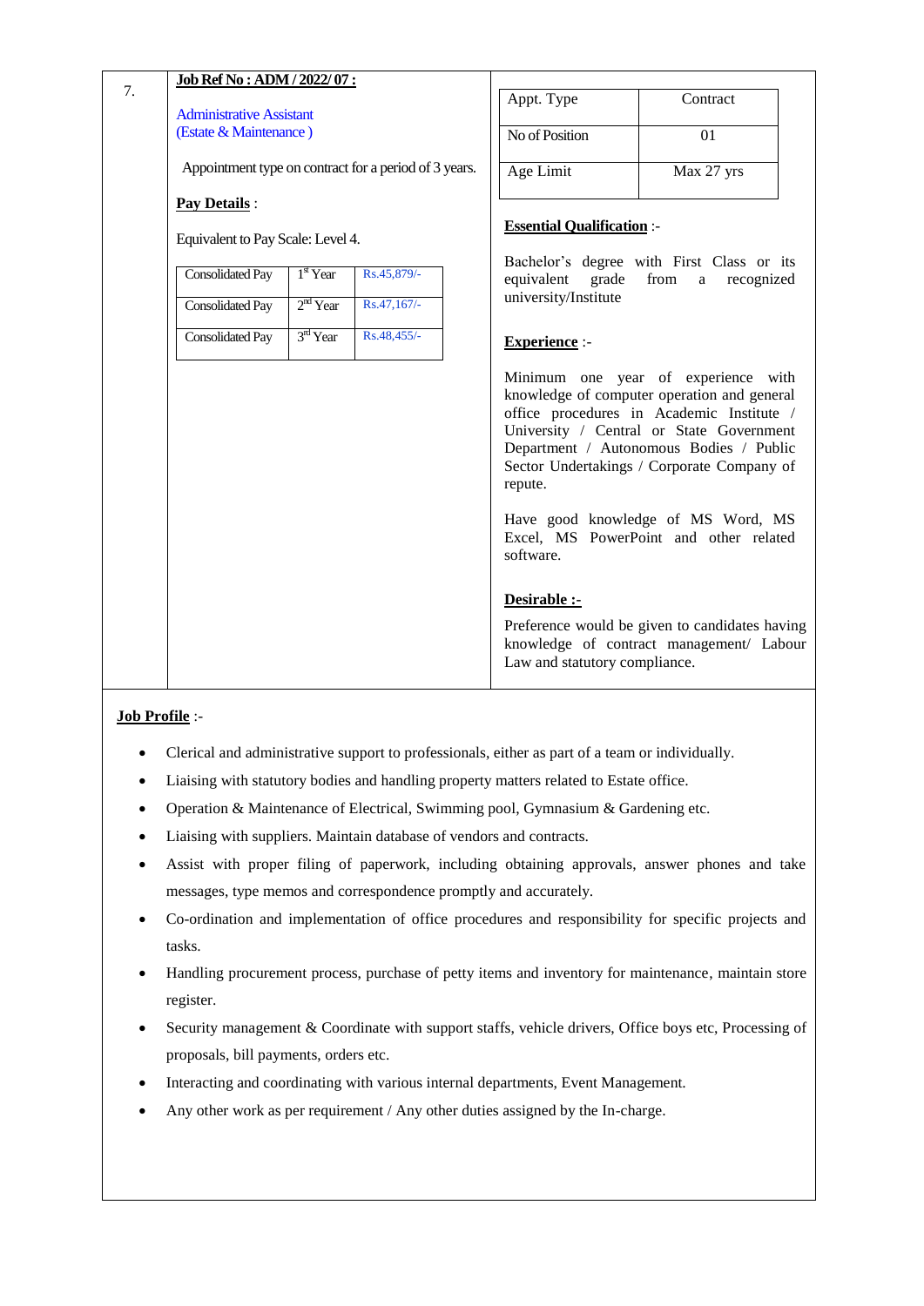7.

**Job Ref No : ADM / 2022/ 07 :**

Administrative Assistant
(Estate & Maintenance )

Appointment type on contract for a period of 3 years.

**Pay Details** :

Equivalent to Pay Scale: Level 4.

| Consolidated Pay | 1st Year | Rs.45,879/- |
|---|---|---|
| Consolidated Pay | 2nd Year | Rs.47,167/- |
| Consolidated Pay | 3rd Year | Rs.48,455/- |

| Appt. Type | Contract |
|---|---|
| No of Position | 01 |
| Age Limit | Max 27 yrs |

**Essential Qualification** :-

Bachelor's degree with First Class or its equivalent grade from a recognized university/Institute

**Experience** :-

Minimum one year of experience with knowledge of computer operation and general office procedures in Academic Institute / University / Central or State Government Department / Autonomous Bodies / Public Sector Undertakings / Corporate Company of repute.

Have good knowledge of MS Word, MS Excel, MS PowerPoint and other related software.

**Desirable :-**

Preference would be given to candidates having knowledge of contract management/ Labour Law and statutory compliance.

**Job Profile** :-

- Clerical and administrative support to professionals, either as part of a team or individually.
- Liaising with statutory bodies and handling property matters related to Estate office.
- Operation & Maintenance of Electrical, Swimming pool, Gymnasium & Gardening etc.
- Liaising with suppliers. Maintain database of vendors and contracts.
- Assist with proper filing of paperwork, including obtaining approvals, answer phones and take messages, type memos and correspondence promptly and accurately.
- Co-ordination and implementation of office procedures and responsibility for specific projects and tasks.
- Handling procurement process, purchase of petty items and inventory for maintenance, maintain store register.
- Security management & Coordinate with support staffs, vehicle drivers, Office boys etc, Processing of proposals, bill payments, orders etc.
- Interacting and coordinating with various internal departments, Event Management.
- Any other work as per requirement / Any other duties assigned by the In-charge.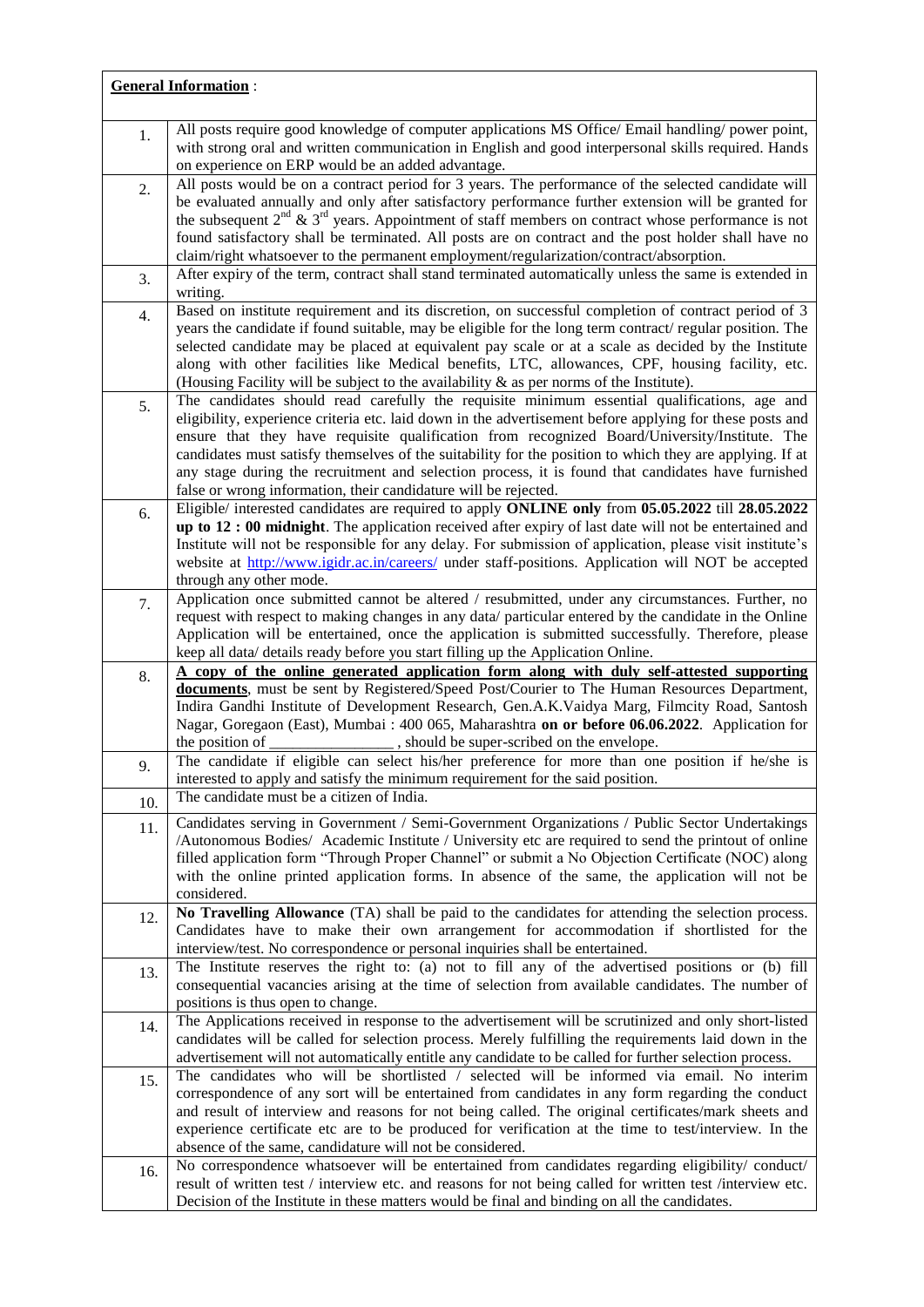**General Information** :

| | |
|---|---|
| 1. | All posts require good knowledge of computer applications MS Office/ Email handling/ power point, with strong oral and written communication in English and good interpersonal skills required. Hands on experience on ERP would be an added advantage. |
| 2. | All posts would be on a contract period for 3 years. The performance of the selected candidate will be evaluated annually and only after satisfactory performance further extension will be granted for the subsequent 2nd & 3rd years. Appointment of staff members on contract whose performance is not found satisfactory shall be terminated. All posts are on contract and the post holder shall have no claim/right whatsoever to the permanent employment/regularization/contract/absorption. |
| 3. | After expiry of the term, contract shall stand terminated automatically unless the same is extended in writing. |
| 4. | Based on institute requirement and its discretion, on successful completion of contract period of 3 years the candidate if found suitable, may be eligible for the long term contract/ regular position. The selected candidate may be placed at equivalent pay scale or at a scale as decided by the Institute along with other facilities like Medical benefits, LTC, allowances, CPF, housing facility, etc. (Housing Facility will be subject to the availability & as per norms of the Institute). |
| 5. | The candidates should read carefully the requisite minimum essential qualifications, age and eligibility, experience criteria etc. laid down in the advertisement before applying for these posts and ensure that they have requisite qualification from recognized Board/University/Institute. The candidates must satisfy themselves of the suitability for the position to which they are applying. If at any stage during the recruitment and selection process, it is found that candidates have furnished false or wrong information, their candidature will be rejected. |
| 6. | Eligible/ interested candidates are required to apply **ONLINE only** from **05.05.2022** till **28.05.2022 up to 12 : 00 midnight**. The application received after expiry of last date will not be entertained and Institute will not be responsible for any delay. For submission of application, please visit institute's website at http://www.igidr.ac.in/careers/ under staff-positions. Application will NOT be accepted through any other mode. |
| 7. | Application once submitted cannot be altered / resubmitted, under any circumstances. Further, no request with respect to making changes in any data/ particular entered by the candidate in the Online Application will be entertained, once the application is submitted successfully. Therefore, please keep all data/ details ready before you start filling up the Application Online. |
| 8. | **A copy of the online generated application form along with duly self-attested supporting documents**, must be sent by Registered/Speed Post/Courier to The Human Resources Department, Indira Gandhi Institute of Development Research, Gen.A.K.Vaidya Marg, Filmcity Road, Santosh Nagar, Goregaon (East), Mumbai : 400 065, Maharashtra **on or before 06.06.2022**. Application for the position of _______________ , should be super-scribed on the envelope. |
| 9. | The candidate if eligible can select his/her preference for more than one position if he/she is interested to apply and satisfy the minimum requirement for the said position. |
| 10. | The candidate must be a citizen of India. |
| 11. | Candidates serving in Government / Semi-Government Organizations / Public Sector Undertakings /Autonomous Bodies/ Academic Institute / University etc are required to send the printout of online filled application form "Through Proper Channel" or submit a No Objection Certificate (NOC) along with the online printed application forms. In absence of the same, the application will not be considered. |
| 12. | **No Travelling Allowance** (TA) shall be paid to the candidates for attending the selection process. Candidates have to make their own arrangement for accommodation if shortlisted for the interview/test. No correspondence or personal inquiries shall be entertained. |
| 13. | The Institute reserves the right to: (a) not to fill any of the advertised positions or (b) fill consequential vacancies arising at the time of selection from available candidates. The number of positions is thus open to change. |
| 14. | The Applications received in response to the advertisement will be scrutinized and only short-listed candidates will be called for selection process. Merely fulfilling the requirements laid down in the advertisement will not automatically entitle any candidate to be called for further selection process. |
| 15. | The candidates who will be shortlisted / selected will be informed via email. No interim correspondence of any sort will be entertained from candidates in any form regarding the conduct and result of interview and reasons for not being called. The original certificates/mark sheets and experience certificate etc are to be produced for verification at the time to test/interview. In the absence of the same, candidature will not be considered. |
| 16. | No correspondence whatsoever will be entertained from candidates regarding eligibility/ conduct/ result of written test / interview etc. and reasons for not being called for written test /interview etc. Decision of the Institute in these matters would be final and binding on all the candidates. |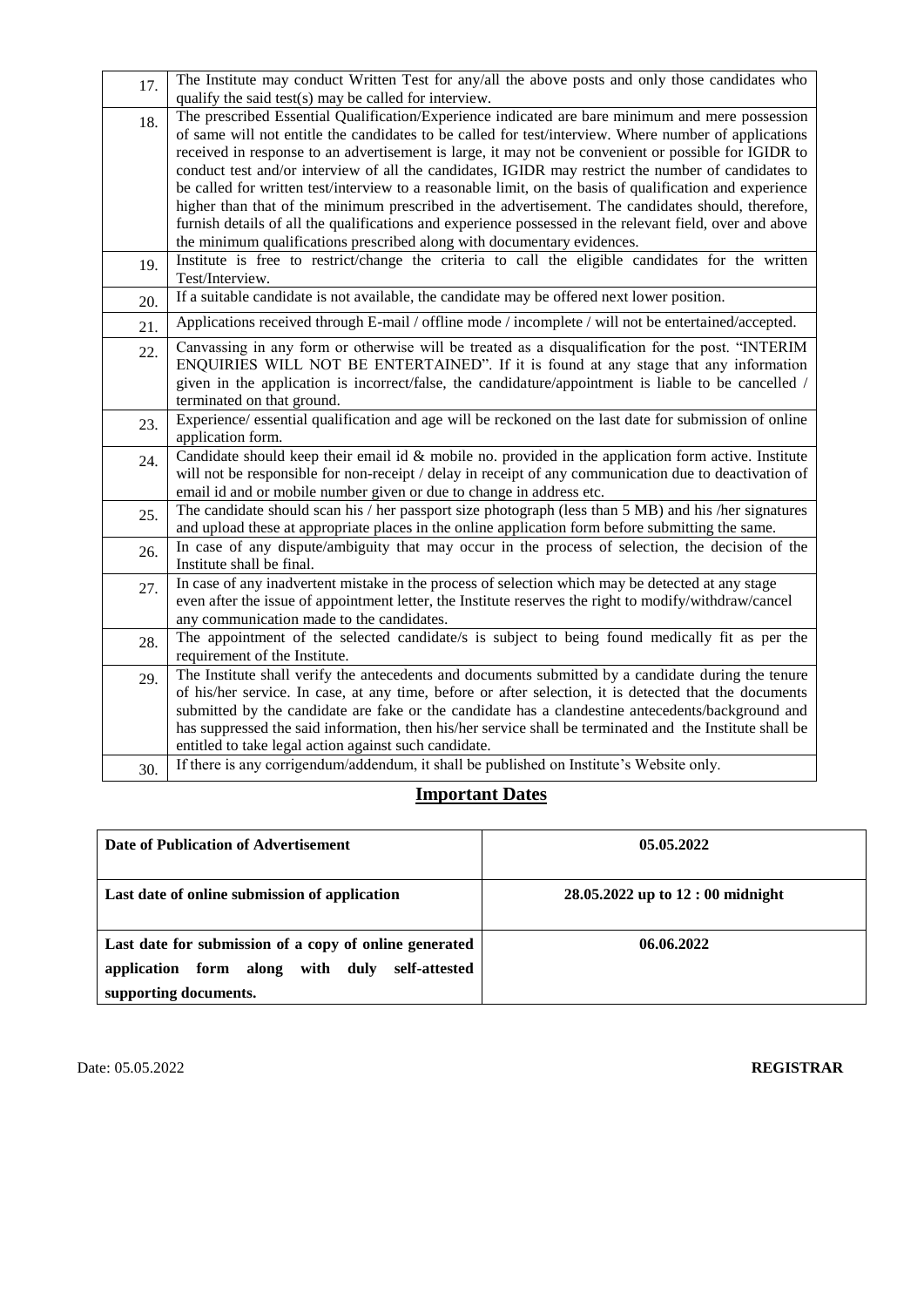| | |
|---|---|
| 17. | The Institute may conduct Written Test for any/all the above posts and only those candidates who qualify the said test(s) may be called for interview. |
| 18. | The prescribed Essential Qualification/Experience indicated are bare minimum and mere possession of same will not entitle the candidates to be called for test/interview. Where number of applications received in response to an advertisement is large, it may not be convenient or possible for IGIDR to conduct test and/or interview of all the candidates, IGIDR may restrict the number of candidates to be called for written test/interview to a reasonable limit, on the basis of qualification and experience higher than that of the minimum prescribed in the advertisement. The candidates should, therefore, furnish details of all the qualifications and experience possessed in the relevant field, over and above the minimum qualifications prescribed along with documentary evidences. |
| 19. | Institute is free to restrict/change the criteria to call the eligible candidates for the written Test/Interview. |
| 20. | If a suitable candidate is not available, the candidate may be offered next lower position. |
| 21. | Applications received through E-mail / offline mode / incomplete / will not be entertained/accepted. |
| 22. | Canvassing in any form or otherwise will be treated as a disqualification for the post. "INTERIM ENQUIRIES WILL NOT BE ENTERTAINED". If it is found at any stage that any information given in the application is incorrect/false, the candidature/appointment is liable to be cancelled / terminated on that ground. |
| 23. | Experience/ essential qualification and age will be reckoned on the last date for submission of online application form. |
| 24. | Candidate should keep their email id & mobile no. provided in the application form active. Institute will not be responsible for non-receipt / delay in receipt of any communication due to deactivation of email id and or mobile number given or due to change in address etc. |
| 25. | The candidate should scan his / her passport size photograph (less than 5 MB) and his /her signatures and upload these at appropriate places in the online application form before submitting the same. |
| 26. | In case of any dispute/ambiguity that may occur in the process of selection, the decision of the Institute shall be final. |
| 27. | In case of any inadvertent mistake in the process of selection which may be detected at any stage even after the issue of appointment letter, the Institute reserves the right to modify/withdraw/cancel any communication made to the candidates. |
| 28. | The appointment of the selected candidate/s is subject to being found medically fit as per the requirement of the Institute. |
| 29. | The Institute shall verify the antecedents and documents submitted by a candidate during the tenure of his/her service. In case, at any time, before or after selection, it is detected that the documents submitted by the candidate are fake or the candidate has a clandestine antecedents/background and has suppressed the said information, then his/her service shall be terminated and the Institute shall be entitled to take legal action against such candidate. |
| 30. | If there is any corrigendum/addendum, it shall be published on Institute's Website only. |

## Important Dates

| | |
|---|---|
| **Date of Publication of Advertisement** | **05.05.2022** |
| **Last date of online submission of application** | **28.05.2022 up to 12 : 00 midnight** |
| **Last date for submission of a copy of online generated application form along with duly self-attested supporting documents.** | **06.06.2022** |

Date: 05.05.2022

**REGISTRAR**